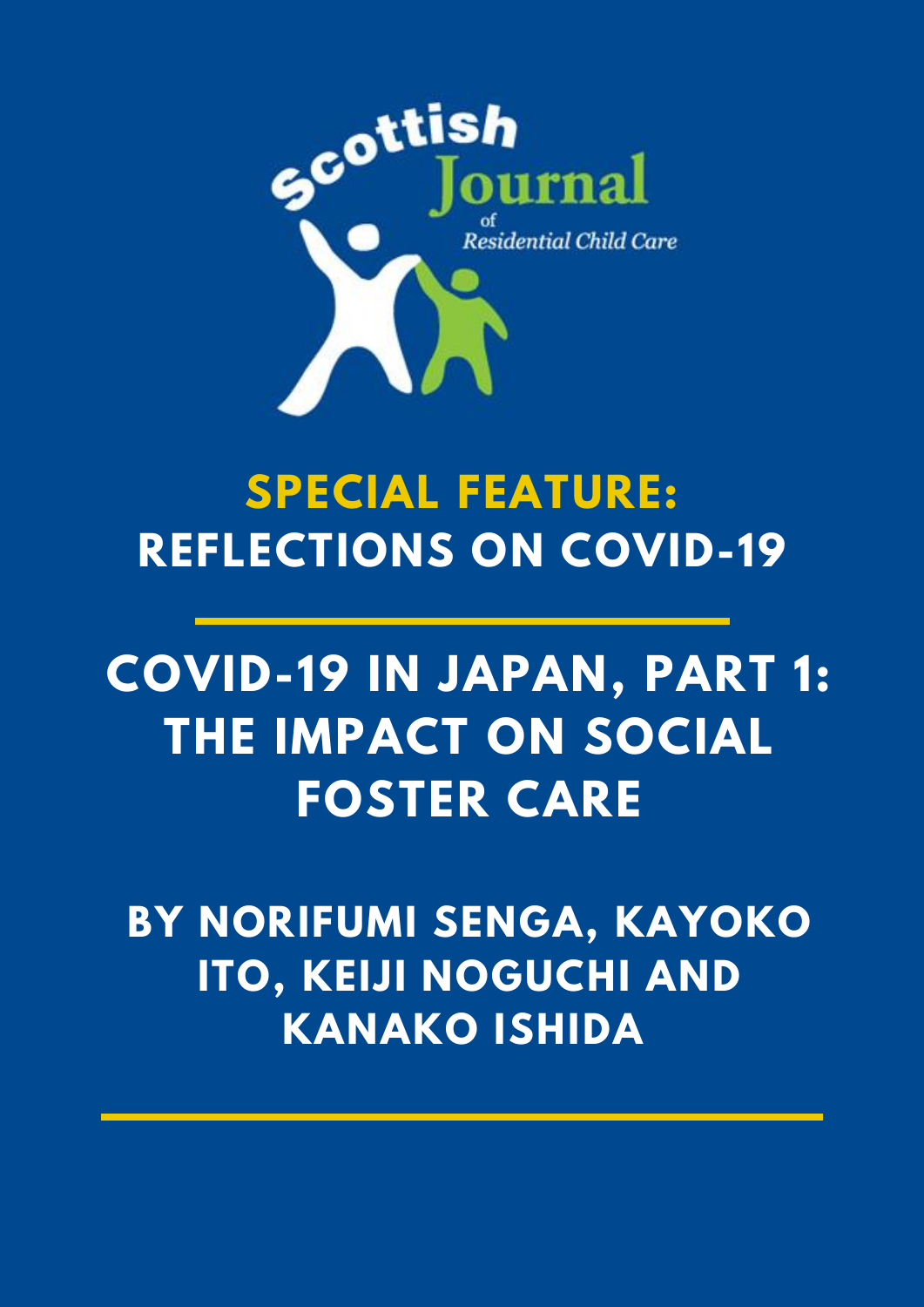Scottish Journal of Residential Child Care

# SPECIAL FEATURE: REFLECTIONS ON COVID-19

# COVID-19 IN JAPAN, PART 1: THE IMPACT ON SOCIAL FOSTER CARE

**BY NORIFUMI SENGA, KAYOKO ITO, KEIJI NOGUCHI AND KANAKO ISHIDA**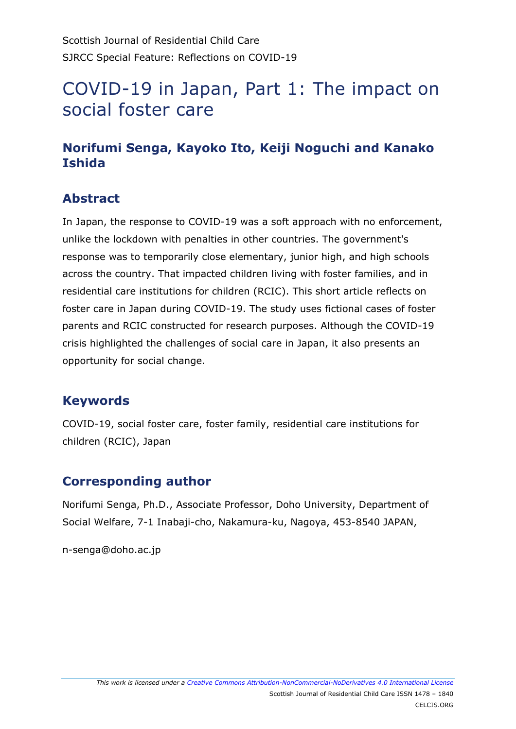Scottish Journal of Residential Child Care

SJRCC Special Feature: Reflections on COVID-19

# COVID-19 in Japan, Part 1: The impact on social foster care

### Norifumi Senga, Kayoko Ito, Keiji Noguchi and Kanako Ishida

## Abstract

In Japan, the response to COVID-19 was a soft approach with no enforcement, unlike the lockdown with penalties in other countries. The government's response was to temporarily close elementary, junior high, and high schools across the country. That impacted children living with foster families, and in residential care institutions for children (RCIC). This short article reflects on foster care in Japan during COVID-19. The study uses fictional cases of foster parents and RCIC constructed for research purposes. Although the COVID-19 crisis highlighted the challenges of social care in Japan, it also presents an opportunity for social change.

## Keywords

COVID-19, social foster care, foster family, residential care institutions for children (RCIC), Japan

## Corresponding author

Norifumi Senga, Ph.D., Associate Professor, Doho University, Department of Social Welfare, 7-1 Inabaji-cho, Nakamura-ku, Nagoya, 453-8540 JAPAN,

n-senga@doho.ac.jp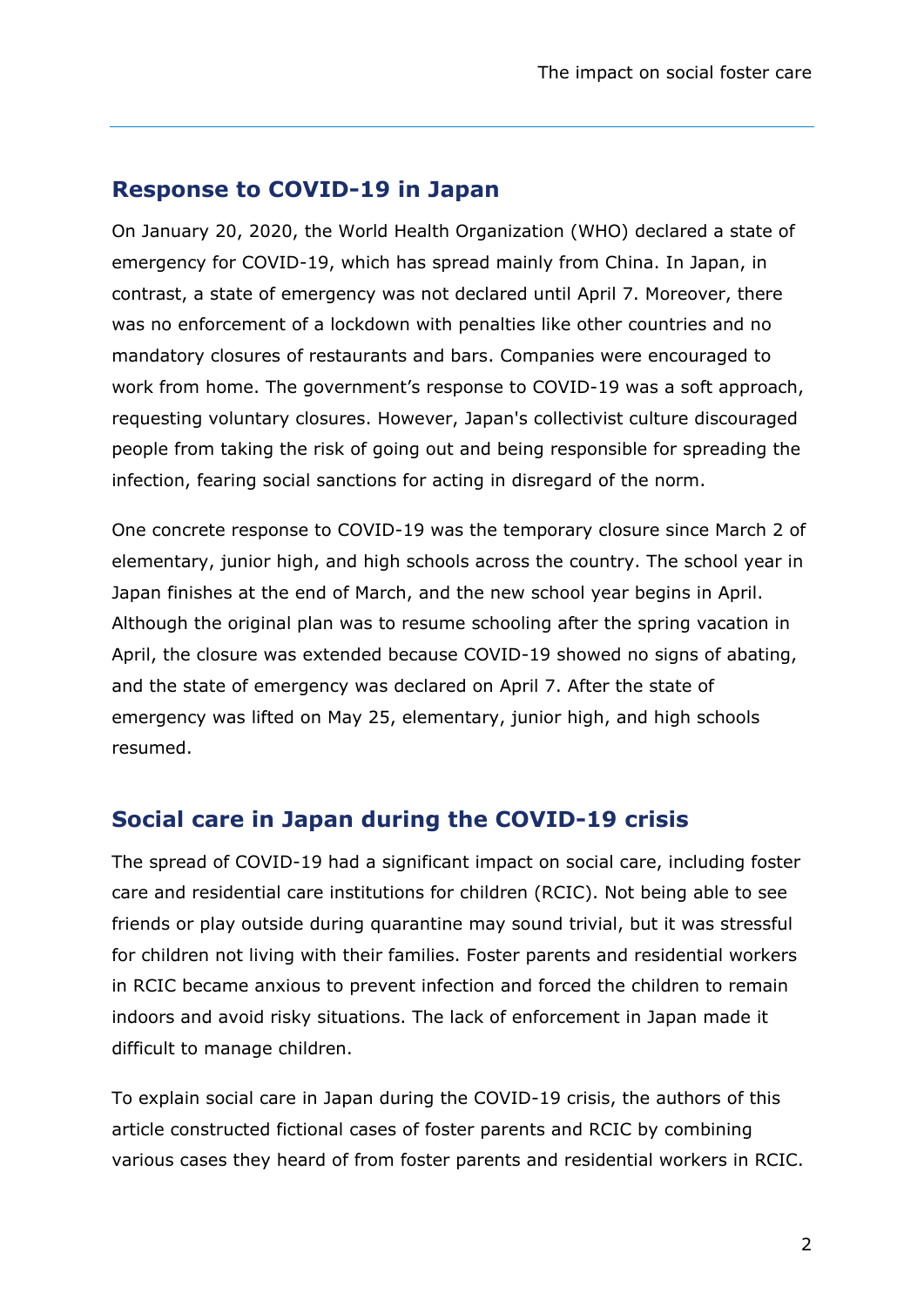## Response to COVID-19 in Japan

On January 20, 2020, the World Health Organization (WHO) declared a state of emergency for COVID-19, which has spread mainly from China. In Japan, in contrast, a state of emergency was not declared until April 7. Moreover, there was no enforcement of a lockdown with penalties like other countries and no mandatory closures of restaurants and bars. Companies were encouraged to work from home. The government's response to COVID-19 was a soft approach, requesting voluntary closures. However, Japan's collectivist culture discouraged people from taking the risk of going out and being responsible for spreading the infection, fearing social sanctions for acting in disregard of the norm.

One concrete response to COVID-19 was the temporary closure since March 2 of elementary, junior high, and high schools across the country. The school year in Japan finishes at the end of March, and the new school year begins in April. Although the original plan was to resume schooling after the spring vacation in April, the closure was extended because COVID-19 showed no signs of abating, and the state of emergency was declared on April 7. After the state of emergency was lifted on May 25, elementary, junior high, and high schools resumed.

## Social care in Japan during the COVID-19 crisis

The spread of COVID-19 had a significant impact on social care, including foster care and residential care institutions for children (RCIC). Not being able to see friends or play outside during quarantine may sound trivial, but it was stressful for children not living with their families. Foster parents and residential workers in RCIC became anxious to prevent infection and forced the children to remain indoors and avoid risky situations. The lack of enforcement in Japan made it difficult to manage children.

To explain social care in Japan during the COVID-19 crisis, the authors of this article constructed fictional cases of foster parents and RCIC by combining various cases they heard of from foster parents and residential workers in RCIC.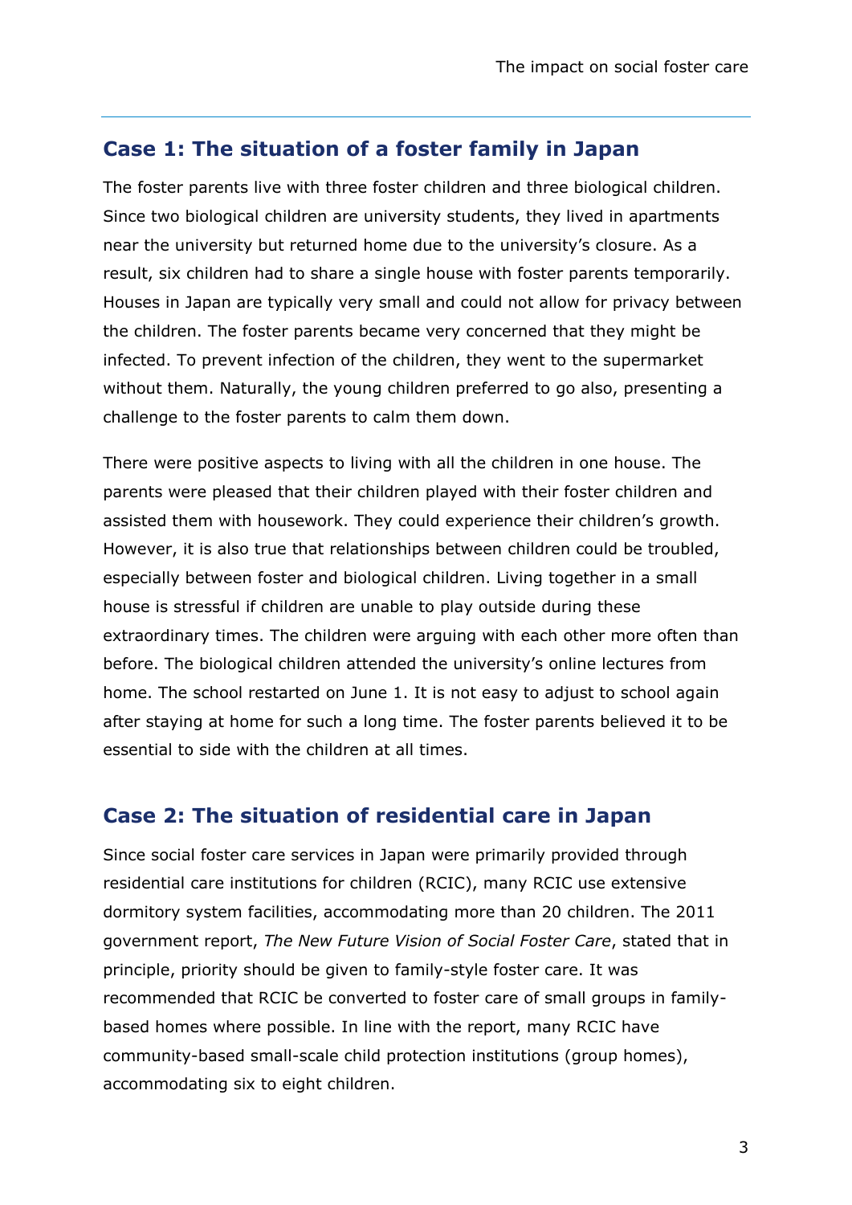## Case 1: The situation of a foster family in Japan

The foster parents live with three foster children and three biological children. Since two biological children are university students, they lived in apartments near the university but returned home due to the university's closure. As a result, six children had to share a single house with foster parents temporarily. Houses in Japan are typically very small and could not allow for privacy between the children. The foster parents became very concerned that they might be infected. To prevent infection of the children, they went to the supermarket without them. Naturally, the young children preferred to go also, presenting a challenge to the foster parents to calm them down.

There were positive aspects to living with all the children in one house. The parents were pleased that their children played with their foster children and assisted them with housework. They could experience their children's growth. However, it is also true that relationships between children could be troubled, especially between foster and biological children. Living together in a small house is stressful if children are unable to play outside during these extraordinary times. The children were arguing with each other more often than before. The biological children attended the university's online lectures from home. The school restarted on June 1. It is not easy to adjust to school again after staying at home for such a long time. The foster parents believed it to be essential to side with the children at all times.

## Case 2: The situation of residential care in Japan

Since social foster care services in Japan were primarily provided through residential care institutions for children (RCIC), many RCIC use extensive dormitory system facilities, accommodating more than 20 children. The 2011 government report, *The New Future Vision of Social Foster Care*, stated that in principle, priority should be given to family-style foster care. It was recommended that RCIC be converted to foster care of small groups in family-based homes where possible. In line with the report, many RCIC have community-based small-scale child protection institutions (group homes), accommodating six to eight children.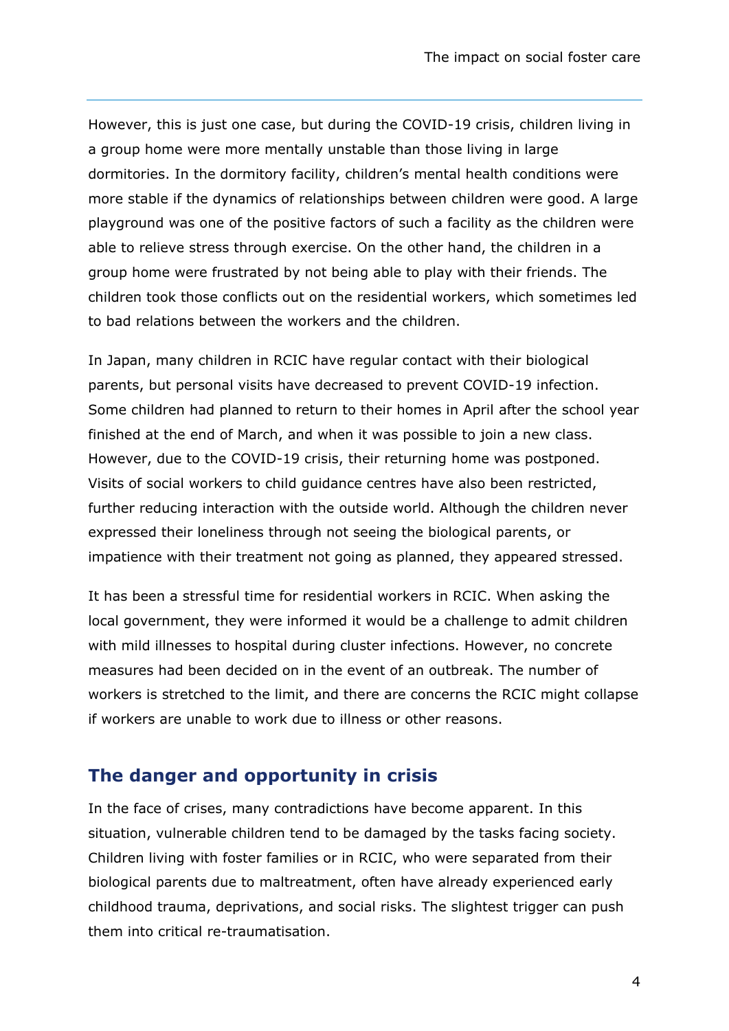However, this is just one case, but during the COVID-19 crisis, children living in a group home were more mentally unstable than those living in large dormitories. In the dormitory facility, children's mental health conditions were more stable if the dynamics of relationships between children were good. A large playground was one of the positive factors of such a facility as the children were able to relieve stress through exercise. On the other hand, the children in a group home were frustrated by not being able to play with their friends. The children took those conflicts out on the residential workers, which sometimes led to bad relations between the workers and the children.

In Japan, many children in RCIC have regular contact with their biological parents, but personal visits have decreased to prevent COVID-19 infection. Some children had planned to return to their homes in April after the school year finished at the end of March, and when it was possible to join a new class. However, due to the COVID-19 crisis, their returning home was postponed. Visits of social workers to child guidance centres have also been restricted, further reducing interaction with the outside world. Although the children never expressed their loneliness through not seeing the biological parents, or impatience with their treatment not going as planned, they appeared stressed.

It has been a stressful time for residential workers in RCIC. When asking the local government, they were informed it would be a challenge to admit children with mild illnesses to hospital during cluster infections. However, no concrete measures had been decided on in the event of an outbreak. The number of workers is stretched to the limit, and there are concerns the RCIC might collapse if workers are unable to work due to illness or other reasons.

## The danger and opportunity in crisis

In the face of crises, many contradictions have become apparent. In this situation, vulnerable children tend to be damaged by the tasks facing society. Children living with foster families or in RCIC, who were separated from their biological parents due to maltreatment, often have already experienced early childhood trauma, deprivations, and social risks. The slightest trigger can push them into critical re-traumatisation.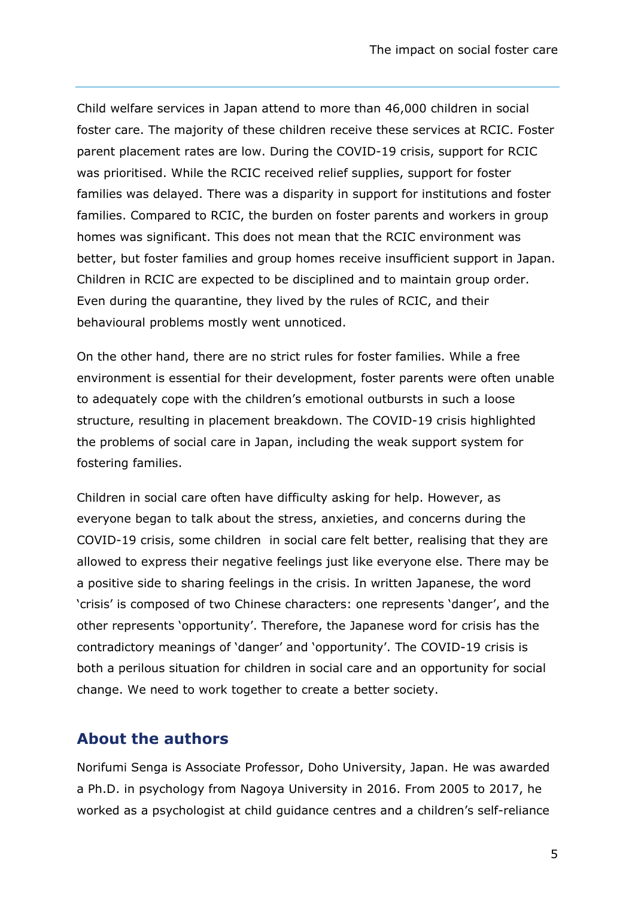Child welfare services in Japan attend to more than 46,000 children in social foster care. The majority of these children receive these services at RCIC. Foster parent placement rates are low. During the COVID-19 crisis, support for RCIC was prioritised. While the RCIC received relief supplies, support for foster families was delayed. There was a disparity in support for institutions and foster families. Compared to RCIC, the burden on foster parents and workers in group homes was significant. This does not mean that the RCIC environment was better, but foster families and group homes receive insufficient support in Japan. Children in RCIC are expected to be disciplined and to maintain group order. Even during the quarantine, they lived by the rules of RCIC, and their behavioural problems mostly went unnoticed.

On the other hand, there are no strict rules for foster families. While a free environment is essential for their development, foster parents were often unable to adequately cope with the children's emotional outbursts in such a loose structure, resulting in placement breakdown. The COVID-19 crisis highlighted the problems of social care in Japan, including the weak support system for fostering families.

Children in social care often have difficulty asking for help. However, as everyone began to talk about the stress, anxieties, and concerns during the COVID-19 crisis, some children in social care felt better, realising that they are allowed to express their negative feelings just like everyone else. There may be a positive side to sharing feelings in the crisis. In written Japanese, the word 'crisis' is composed of two Chinese characters: one represents 'danger', and the other represents 'opportunity'. Therefore, the Japanese word for crisis has the contradictory meanings of 'danger' and 'opportunity'. The COVID-19 crisis is both a perilous situation for children in social care and an opportunity for social change. We need to work together to create a better society.

## About the authors

Norifumi Senga is Associate Professor, Doho University, Japan. He was awarded a Ph.D. in psychology from Nagoya University in 2016. From 2005 to 2017, he worked as a psychologist at child guidance centres and a children's self-reliance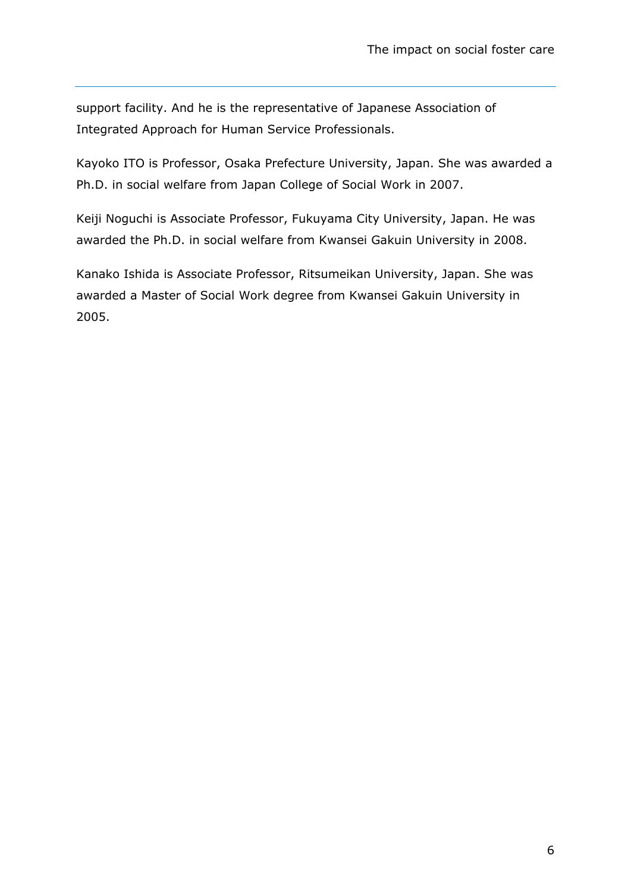support facility. And he is the representative of Japanese Association of Integrated Approach for Human Service Professionals.

Kayoko ITO is Professor, Osaka Prefecture University, Japan. She was awarded a Ph.D. in social welfare from Japan College of Social Work in 2007.

Keiji Noguchi is Associate Professor, Fukuyama City University, Japan. He was awarded the Ph.D. in social welfare from Kwansei Gakuin University in 2008.

Kanako Ishida is Associate Professor, Ritsumeikan University, Japan. She was awarded a Master of Social Work degree from Kwansei Gakuin University in 2005.